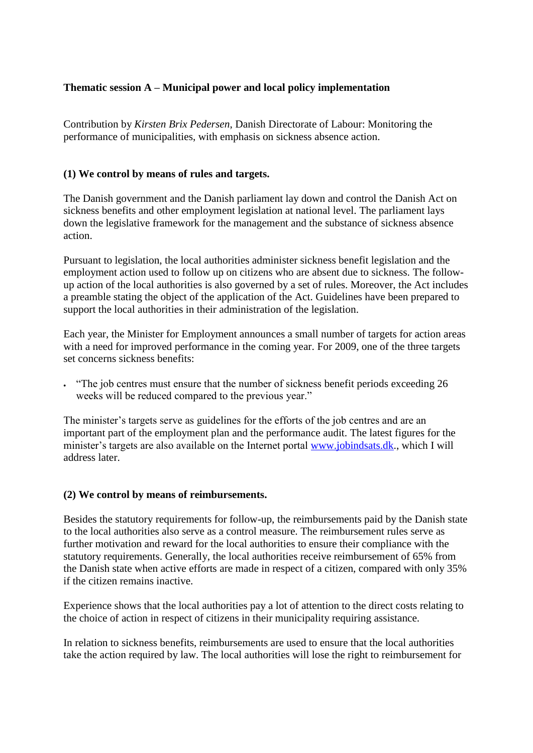**Thematic session A – Municipal power and local policy implementation**

Contribution by *Kirsten Brix Pedersen*, Danish Directorate of Labour: Monitoring the performance of municipalities, with emphasis on sickness absence action.

**(1) We control by means of rules and targets.**

The Danish government and the Danish parliament lay down and control the Danish Act on sickness benefits and other employment legislation at national level. The parliament lays down the legislative framework for the management and the substance of sickness absence action.

Pursuant to legislation, the local authorities administer sickness benefit legislation and the employment action used to follow up on citizens who are absent due to sickness. The follow-up action of the local authorities is also governed by a set of rules. Moreover, the Act includes a preamble stating the object of the application of the Act. Guidelines have been prepared to support the local authorities in their administration of the legislation.

Each year, the Minister for Employment announces a small number of targets for action areas with a need for improved performance in the coming year. For 2009, one of the three targets set concerns sickness benefits:

- "The job centres must ensure that the number of sickness benefit periods exceeding 26 weeks will be reduced compared to the previous year."

The minister's targets serve as guidelines for the efforts of the job centres and are an important part of the employment plan and the performance audit. The latest figures for the minister's targets are also available on the Internet portal [www.jobindsats.dk](http://www.jobindsats.dk)., which I will address later.

**(2) We control by means of reimbursements.**

Besides the statutory requirements for follow-up, the reimbursements paid by the Danish state to the local authorities also serve as a control measure. The reimbursement rules serve as further motivation and reward for the local authorities to ensure their compliance with the statutory requirements. Generally, the local authorities receive reimbursement of 65% from the Danish state when active efforts are made in respect of a citizen, compared with only 35% if the citizen remains inactive.

Experience shows that the local authorities pay a lot of attention to the direct costs relating to the choice of action in respect of citizens in their municipality requiring assistance.

In relation to sickness benefits, reimbursements are used to ensure that the local authorities take the action required by law. The local authorities will lose the right to reimbursement for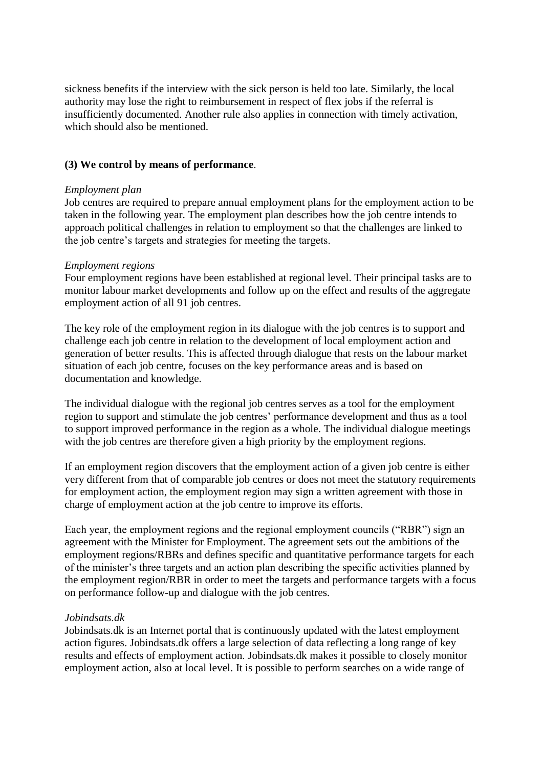sickness benefits if the interview with the sick person is held too late. Similarly, the local authority may lose the right to reimbursement in respect of flex jobs if the referral is insufficiently documented. Another rule also applies in connection with timely activation, which should also be mentioned.

**(3) We control by means of performance**.

*Employment plan*

Job centres are required to prepare annual employment plans for the employment action to be taken in the following year. The employment plan describes how the job centre intends to approach political challenges in relation to employment so that the challenges are linked to the job centre's targets and strategies for meeting the targets.

*Employment regions*

Four employment regions have been established at regional level. Their principal tasks are to monitor labour market developments and follow up on the effect and results of the aggregate employment action of all 91 job centres.

The key role of the employment region in its dialogue with the job centres is to support and challenge each job centre in relation to the development of local employment action and generation of better results. This is affected through dialogue that rests on the labour market situation of each job centre, focuses on the key performance areas and is based on documentation and knowledge.

The individual dialogue with the regional job centres serves as a tool for the employment region to support and stimulate the job centres' performance development and thus as a tool to support improved performance in the region as a whole. The individual dialogue meetings with the job centres are therefore given a high priority by the employment regions.

If an employment region discovers that the employment action of a given job centre is either very different from that of comparable job centres or does not meet the statutory requirements for employment action, the employment region may sign a written agreement with those in charge of employment action at the job centre to improve its efforts.

Each year, the employment regions and the regional employment councils ("RBR") sign an agreement with the Minister for Employment. The agreement sets out the ambitions of the employment regions/RBRs and defines specific and quantitative performance targets for each of the minister's three targets and an action plan describing the specific activities planned by the employment region/RBR in order to meet the targets and performance targets with a focus on performance follow-up and dialogue with the job centres.

*Jobindsats.dk*

Jobindsats.dk is an Internet portal that is continuously updated with the latest employment action figures. Jobindsats.dk offers a large selection of data reflecting a long range of key results and effects of employment action. Jobindsats.dk makes it possible to closely monitor employment action, also at local level. It is possible to perform searches on a wide range of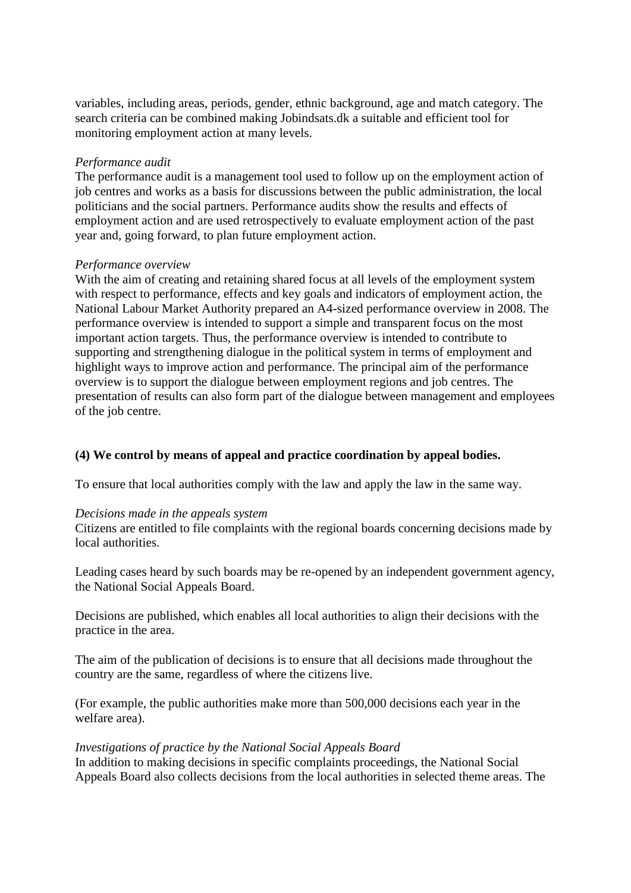variables, including areas, periods, gender, ethnic background, age and match category. The search criteria can be combined making Jobindsats.dk a suitable and efficient tool for monitoring employment action at many levels.

*Performance audit*
The performance audit is a management tool used to follow up on the employment action of job centres and works as a basis for discussions between the public administration, the local politicians and the social partners. Performance audits show the results and effects of employment action and are used retrospectively to evaluate employment action of the past year and, going forward, to plan future employment action.

*Performance overview*
With the aim of creating and retaining shared focus at all levels of the employment system with respect to performance, effects and key goals and indicators of employment action, the National Labour Market Authority prepared an A4-sized performance overview in 2008. The performance overview is intended to support a simple and transparent focus on the most important action targets. Thus, the performance overview is intended to contribute to supporting and strengthening dialogue in the political system in terms of employment and highlight ways to improve action and performance. The principal aim of the performance overview is to support the dialogue between employment regions and job centres. The presentation of results can also form part of the dialogue between management and employees of the job centre.

**(4) We control by means of appeal and practice coordination by appeal bodies.**

To ensure that local authorities comply with the law and apply the law in the same way.

*Decisions made in the appeals system*
Citizens are entitled to file complaints with the regional boards concerning decisions made by local authorities.

Leading cases heard by such boards may be re-opened by an independent government agency, the National Social Appeals Board.

Decisions are published, which enables all local authorities to align their decisions with the practice in the area.

The aim of the publication of decisions is to ensure that all decisions made throughout the country are the same, regardless of where the citizens live.

(For example, the public authorities make more than 500,000 decisions each year in the welfare area).

*Investigations of practice by the National Social Appeals Board*
In addition to making decisions in specific complaints proceedings, the National Social Appeals Board also collects decisions from the local authorities in selected theme areas. The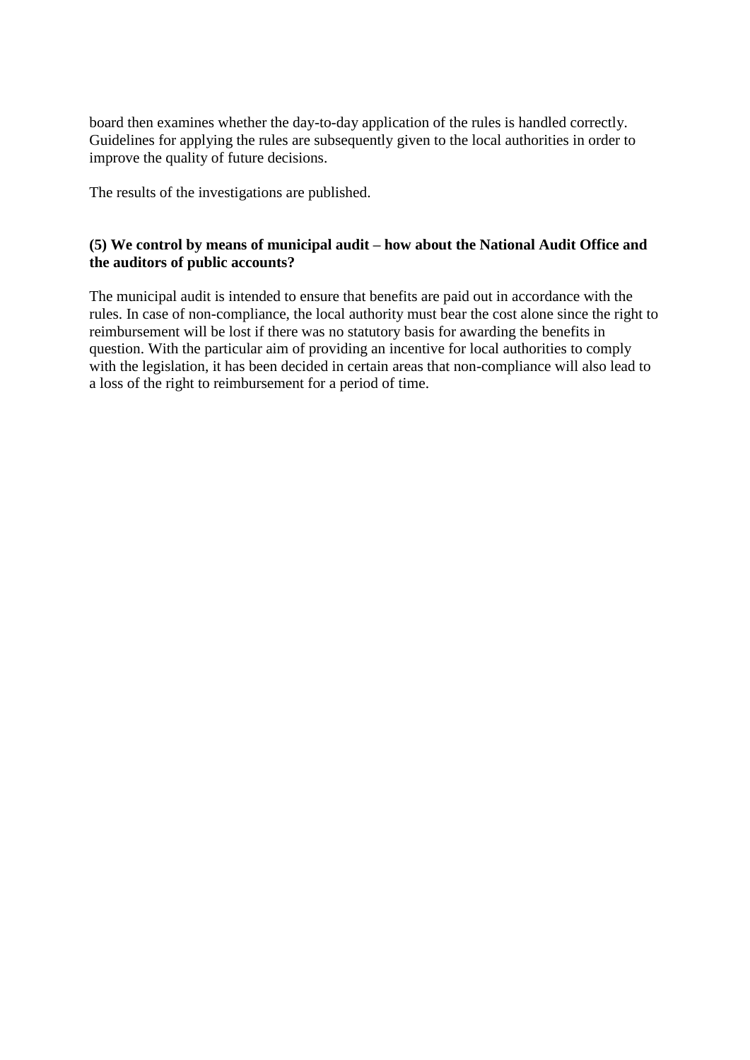board then examines whether the day-to-day application of the rules is handled correctly. Guidelines for applying the rules are subsequently given to the local authorities in order to improve the quality of future decisions.

The results of the investigations are published.

**(5) We control by means of municipal audit – how about the National Audit Office and the auditors of public accounts?**

The municipal audit is intended to ensure that benefits are paid out in accordance with the rules. In case of non-compliance, the local authority must bear the cost alone since the right to reimbursement will be lost if there was no statutory basis for awarding the benefits in question. With the particular aim of providing an incentive for local authorities to comply with the legislation, it has been decided in certain areas that non-compliance will also lead to a loss of the right to reimbursement for a period of time.